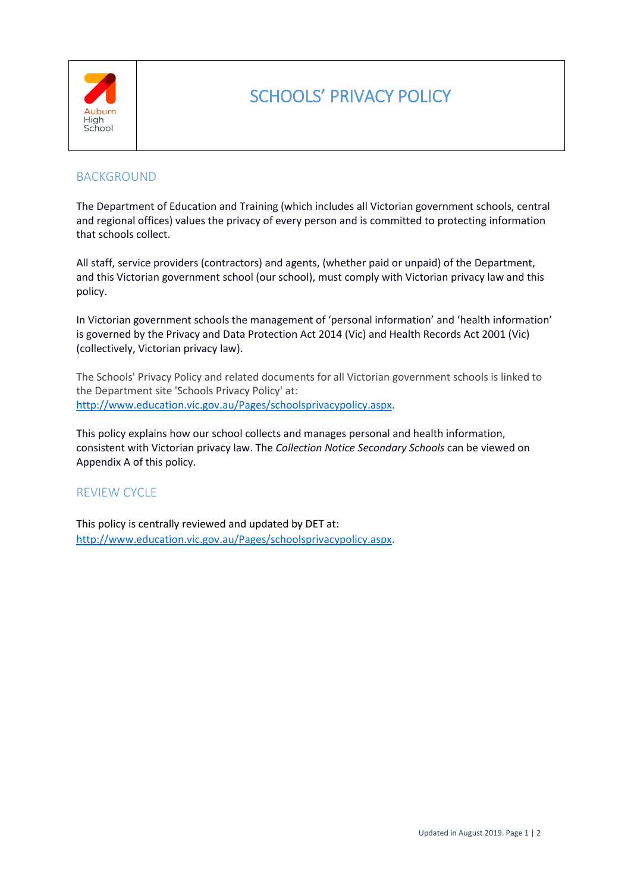Auburn High School

# SCHOOLS' PRIVACY POLICY

## BACKGROUND

The Department of Education and Training (which includes all Victorian government schools, central and regional offices) values the privacy of every person and is committed to protecting information that schools collect.

All staff, service providers (contractors) and agents, (whether paid or unpaid) of the Department, and this Victorian government school (our school), must comply with Victorian privacy law and this policy.

In Victorian government schools the management of 'personal information' and 'health information' is governed by the Privacy and Data Protection Act 2014 (Vic) and Health Records Act 2001 (Vic) (collectively, Victorian privacy law).

The Schools' Privacy Policy and related documents for all Victorian government schools is linked to the Department site 'Schools Privacy Policy' at: http://www.education.vic.gov.au/Pages/schoolsprivacypolicy.aspx.

This policy explains how our school collects and manages personal and health information, consistent with Victorian privacy law. The *Collection Notice Secondary Schools* can be viewed on Appendix A of this policy.

## REVIEW CYCLE

This policy is centrally reviewed and updated by DET at: http://www.education.vic.gov.au/Pages/schoolsprivacypolicy.aspx.

Updated in August 2019.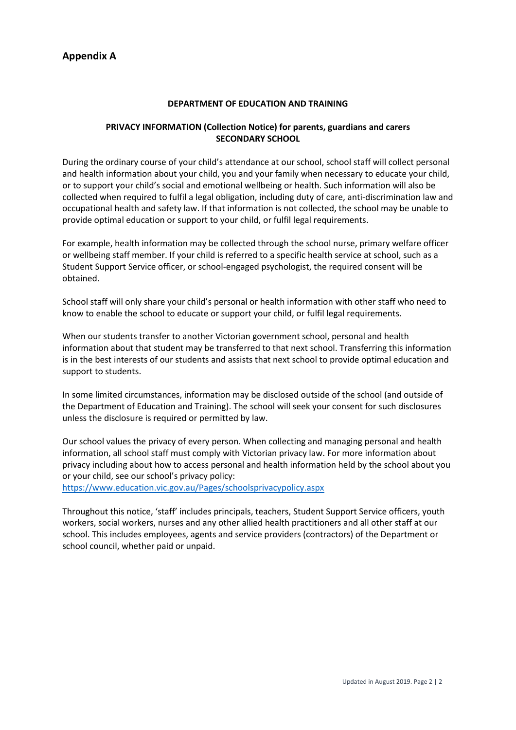## Appendix A

**DEPARTMENT OF EDUCATION AND TRAINING**

**PRIVACY INFORMATION (Collection Notice) for parents, guardians and carers**
**SECONDARY SCHOOL**

During the ordinary course of your child's attendance at our school, school staff will collect personal and health information about your child, you and your family when necessary to educate your child, or to support your child's social and emotional wellbeing or health. Such information will also be collected when required to fulfil a legal obligation, including duty of care, anti-discrimination law and occupational health and safety law. If that information is not collected, the school may be unable to provide optimal education or support to your child, or fulfil legal requirements.

For example, health information may be collected through the school nurse, primary welfare officer or wellbeing staff member. If your child is referred to a specific health service at school, such as a Student Support Service officer, or school-engaged psychologist, the required consent will be obtained.

School staff will only share your child's personal or health information with other staff who need to know to enable the school to educate or support your child, or fulfil legal requirements.

When our students transfer to another Victorian government school, personal and health information about that student may be transferred to that next school. Transferring this information is in the best interests of our students and assists that next school to provide optimal education and support to students.

In some limited circumstances, information may be disclosed outside of the school (and outside of the Department of Education and Training). The school will seek your consent for such disclosures unless the disclosure is required or permitted by law.

Our school values the privacy of every person. When collecting and managing personal and health information, all school staff must comply with Victorian privacy law. For more information about privacy including about how to access personal and health information held by the school about you or your child, see our school's privacy policy:
https://www.education.vic.gov.au/Pages/schoolsprivacypolicy.aspx

Throughout this notice, 'staff' includes principals, teachers, Student Support Service officers, youth workers, social workers, nurses and any other allied health practitioners and all other staff at our school. This includes employees, agents and service providers (contractors) of the Department or school council, whether paid or unpaid.

Updated in August 2019.